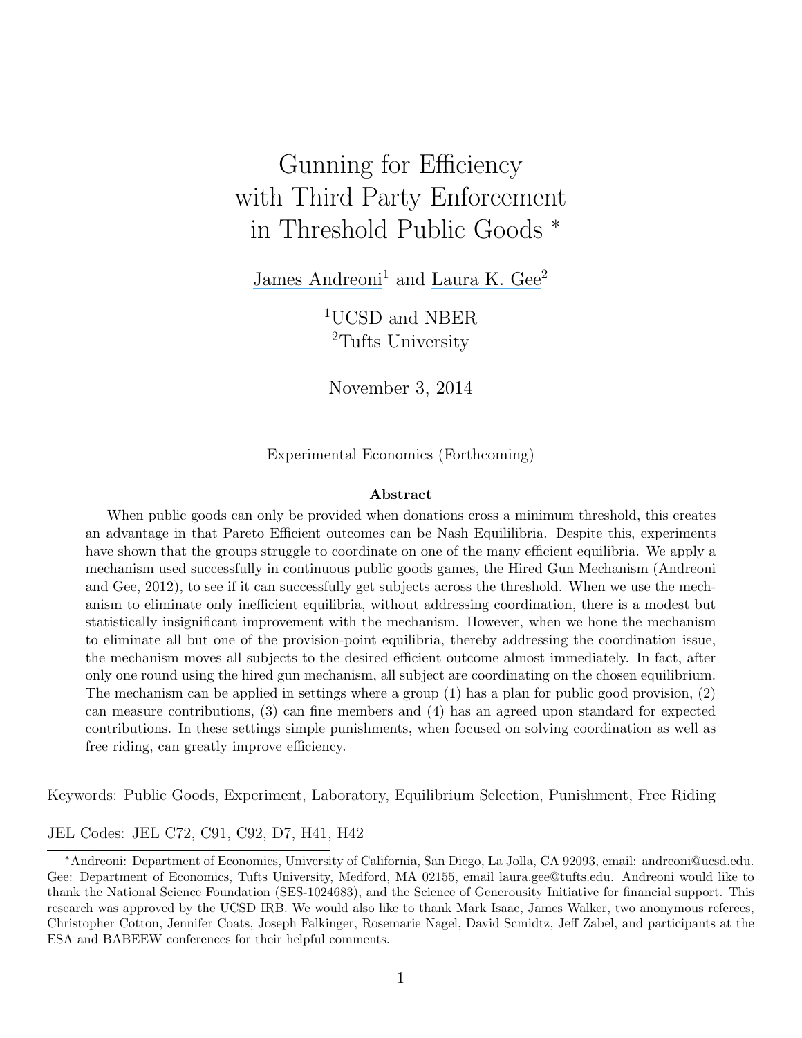# Gunning for Efficiency with Third Party Enforcement in Threshold Public Goods *

James Andreoni[1] and Laura K. Gee[2]

[1]UCSD and NBER
[2]Tufts University

November 3, 2014

Experimental Economics (Forthcoming)

### Abstract

When public goods can only be provided when donations cross a minimum threshold, this creates an advantage in that Pareto Efficient outcomes can be Nash Equililibria. Despite this, experiments have shown that the groups struggle to coordinate on one of the many efficient equilibria. We apply a mechanism used successfully in continuous public goods games, the Hired Gun Mechanism (Andreoni and Gee, 2012), to see if it can successfully get subjects across the threshold. When we use the mechanism to eliminate only inefficient equilibria, without addressing coordination, there is a modest but statistically insignificant improvement with the mechanism. However, when we hone the mechanism to eliminate all but one of the provision-point equilibria, thereby addressing the coordination issue, the mechanism moves all subjects to the desired efficient outcome almost immediately. In fact, after only one round using the hired gun mechanism, all subject are coordinating on the chosen equilibrium. The mechanism can be applied in settings where a group (1) has a plan for public good provision, (2) can measure contributions, (3) can fine members and (4) has an agreed upon standard for expected contributions. In these settings simple punishments, when focused on solving coordination as well as free riding, can greatly improve efficiency.

Keywords: Public Goods, Experiment, Laboratory, Equilibrium Selection, Punishment, Free Riding

JEL Codes: JEL C72, C91, C92, D7, H41, H42

---

*Andreoni: Department of Economics, University of California, San Diego, La Jolla, CA 92093, email: andreoni@ucsd.edu. Gee: Department of Economics, Tufts University, Medford, MA 02155, email laura.gee@tufts.edu. Andreoni would like to thank the National Science Foundation (SES-1024683), and the Science of Generousity Initiative for financial support. This research was approved by the UCSD IRB. We would also like to thank Mark Isaac, James Walker, two anonymous referees, Christopher Cotton, Jennifer Coats, Joseph Falkinger, Rosemarie Nagel, David Scmidtz, Jeff Zabel, and participants at the ESA and BABEEW conferences for their helpful comments.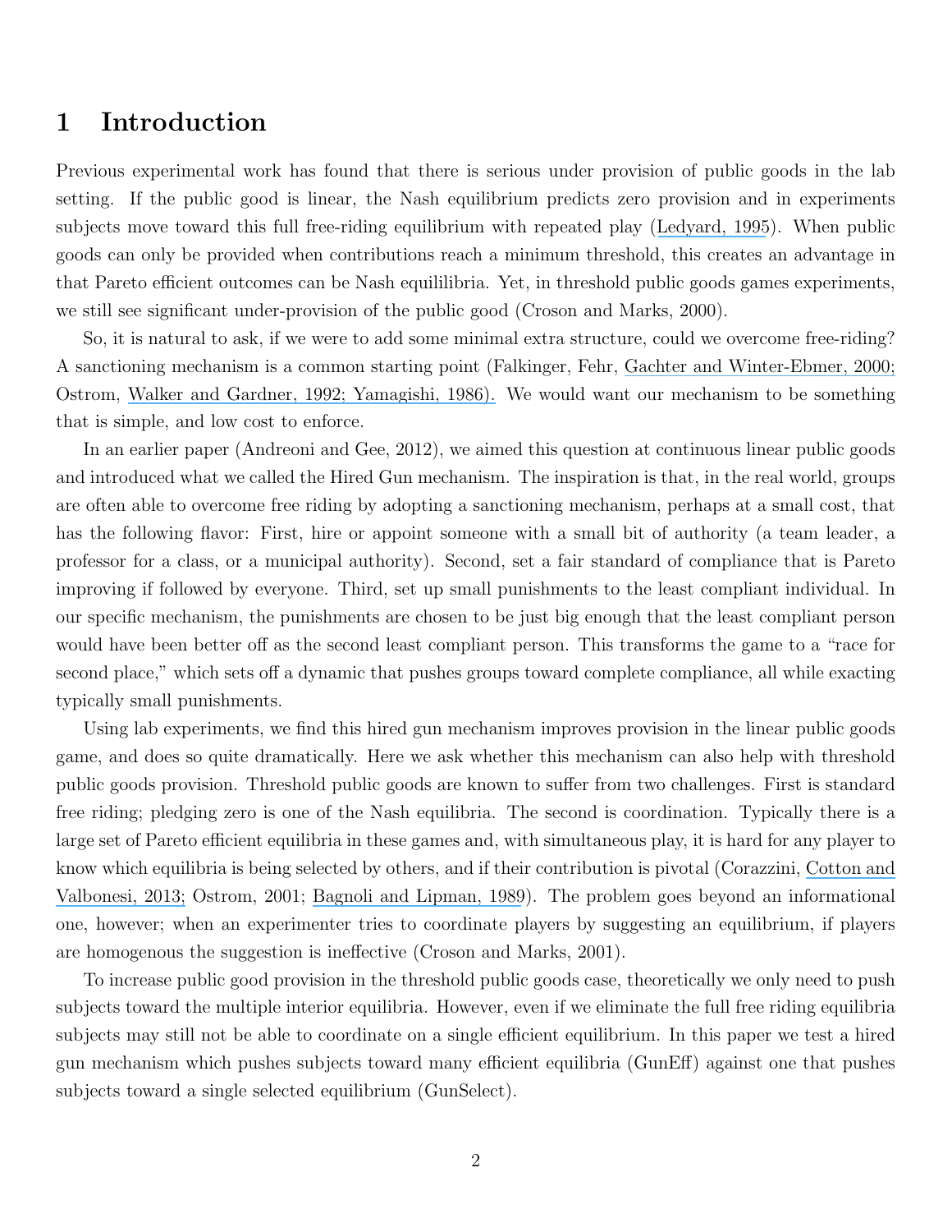# 1 Introduction

Previous experimental work has found that there is serious under provision of public goods in the lab setting. If the public good is linear, the Nash equilibrium predicts zero provision and in experiments subjects move toward this full free-riding equilibrium with repeated play (Ledyard, 1995). When public goods can only be provided when contributions reach a minimum threshold, this creates an advantage in that Pareto efficient outcomes can be Nash equililibria. Yet, in threshold public goods games experiments, we still see significant under-provision of the public good (Croson and Marks, 2000).

So, it is natural to ask, if we were to add some minimal extra structure, could we overcome free-riding? A sanctioning mechanism is a common starting point (Falkinger, Fehr, Gachter and Winter-Ebmer, 2000; Ostrom, Walker and Gardner, 1992; Yamagishi, 1986). We would want our mechanism to be something that is simple, and low cost to enforce.

In an earlier paper (Andreoni and Gee, 2012), we aimed this question at continuous linear public goods and introduced what we called the Hired Gun mechanism. The inspiration is that, in the real world, groups are often able to overcome free riding by adopting a sanctioning mechanism, perhaps at a small cost, that has the following flavor: First, hire or appoint someone with a small bit of authority (a team leader, a professor for a class, or a municipal authority). Second, set a fair standard of compliance that is Pareto improving if followed by everyone. Third, set up small punishments to the least compliant individual. In our specific mechanism, the punishments are chosen to be just big enough that the least compliant person would have been better off as the second least compliant person. This transforms the game to a "race for second place," which sets off a dynamic that pushes groups toward complete compliance, all while exacting typically small punishments.

Using lab experiments, we find this hired gun mechanism improves provision in the linear public goods game, and does so quite dramatically. Here we ask whether this mechanism can also help with threshold public goods provision. Threshold public goods are known to suffer from two challenges. First is standard free riding; pledging zero is one of the Nash equilibria. The second is coordination. Typically there is a large set of Pareto efficient equilibria in these games and, with simultaneous play, it is hard for any player to know which equilibria is being selected by others, and if their contribution is pivotal (Corazzini, Cotton and Valbonesi, 2013; Ostrom, 2001; Bagnoli and Lipman, 1989). The problem goes beyond an informational one, however; when an experimenter tries to coordinate players by suggesting an equilibrium, if players are homogenous the suggestion is ineffective (Croson and Marks, 2001).

To increase public good provision in the threshold public goods case, theoretically we only need to push subjects toward the multiple interior equilibria. However, even if we eliminate the full free riding equilibria subjects may still not be able to coordinate on a single efficient equilibrium. In this paper we test a hired gun mechanism which pushes subjects toward many efficient equilibria (GunEff) against one that pushes subjects toward a single selected equilibrium (GunSelect).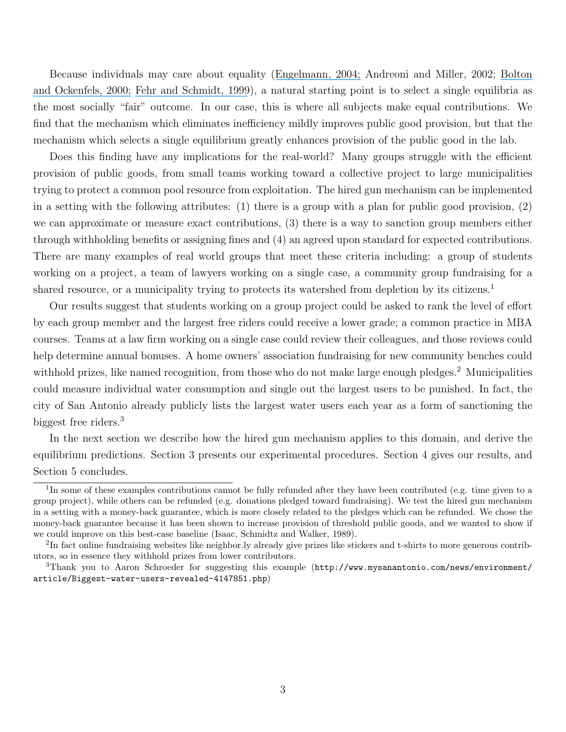Because individuals may care about equality (Engelmann, 2004; Andreoni and Miller, 2002; Bolton and Ockenfels, 2000; Fehr and Schmidt, 1999), a natural starting point is to select a single equilibria as the most socially "fair" outcome. In our case, this is where all subjects make equal contributions. We find that the mechanism which eliminates inefficiency mildly improves public good provision, but that the mechanism which selects a single equilibrium greatly enhances provision of the public good in the lab.

Does this finding have any implications for the real-world? Many groups struggle with the efficient provision of public goods, from small teams working toward a collective project to large municipalities trying to protect a common pool resource from exploitation. The hired gun mechanism can be implemented in a setting with the following attributes: (1) there is a group with a plan for public good provision, (2) we can approximate or measure exact contributions, (3) there is a way to sanction group members either through withholding benefits or assigning fines and (4) an agreed upon standard for expected contributions. There are many examples of real world groups that meet these criteria including: a group of students working on a project, a team of lawyers working on a single case, a community group fundraising for a shared resource, or a municipality trying to protects its watershed from depletion by its citizens.[1]

Our results suggest that students working on a group project could be asked to rank the level of effort by each group member and the largest free riders could receive a lower grade; a common practice in MBA courses. Teams at a law firm working on a single case could review their colleagues, and those reviews could help determine annual bonuses. A home owners' association fundraising for new community benches could withhold prizes, like named recognition, from those who do not make large enough pledges.[2] Municipalities could measure individual water consumption and single out the largest users to be punished. In fact, the city of San Antonio already publicly lists the largest water users each year as a form of sanctioning the biggest free riders.[3]

In the next section we describe how the hired gun mechanism applies to this domain, and derive the equilibrium predictions. Section 3 presents our experimental procedures. Section 4 gives our results, and Section 5 concludes.

---

[1] In some of these examples contributions cannot be fully refunded after they have been contributed (e.g. time given to a group project), while others can be refunded (e.g. donations pledged toward fundraising). We test the hired gun mechanism in a setting with a money-back guarantee, which is more closely related to the pledges which can be refunded. We chose the money-back guarantee because it has been shown to increase provision of threshold public goods, and we wanted to show if we could improve on this best-case baseline (Isaac, Schmidtz and Walker, 1989).

[2] In fact online fundraising websites like neighbor.ly already give prizes like stickers and t-shirts to more generous contributors, so in essence they withhold prizes from lower contributors.

[3] Thank you to Aaron Schroeder for suggesting this example (`http://www.mysanantonio.com/news/environment/article/Biggest-water-users-revealed-4147851.php`)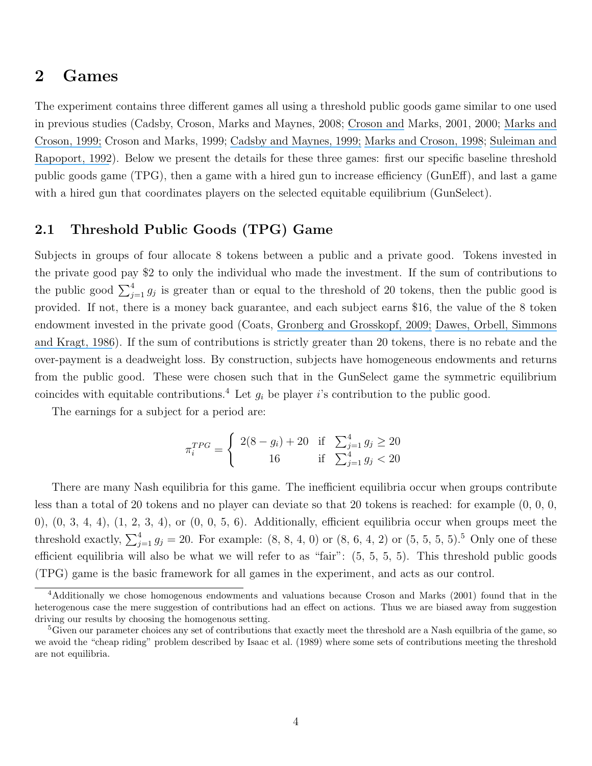# 2 Games

The experiment contains three different games all using a threshold public goods game similar to one used in previous studies (Cadsby, Croson, Marks and Maynes, 2008; Croson and Marks, 2001, 2000; Marks and Croson, 1999; Croson and Marks, 1999; Cadsby and Maynes, 1999; Marks and Croson, 1998; Suleiman and Rapoport, 1992). Below we present the details for these three games: first our specific baseline threshold public goods game (TPG), then a game with a hired gun to increase efficiency (GunEff), and last a game with a hired gun that coordinates players on the selected equitable equilibrium (GunSelect).

## 2.1 Threshold Public Goods (TPG) Game

Subjects in groups of four allocate 8 tokens between a public and a private good. Tokens invested in the private good pay \$2 to only the individual who made the investment. If the sum of contributions to the public good $\sum_{j=1}^{4} g_j$ is greater than or equal to the threshold of 20 tokens, then the public good is provided. If not, there is a money back guarantee, and each subject earns \$16, the value of the 8 token endowment invested in the private good (Coats, Gronberg and Grosskopf, 2009; Dawes, Orbell, Simmons and Kragt, 1986). If the sum of contributions is strictly greater than 20 tokens, there is no rebate and the over-payment is a deadweight loss. By construction, subjects have homogeneous endowments and returns from the public good. These were chosen such that in the GunSelect game the symmetric equilibrium coincides with equitable contributions.[4] Let $g_i$ be player $i$'s contribution to the public good.

The earnings for a subject for a period are:

$$\pi_i^{TPG} = \begin{cases} 2(8 - g_i) + 20 & \text{if } \sum_{j=1}^{4} g_j \geq 20 \\ 16 & \text{if } \sum_{j=1}^{4} g_j < 20 \end{cases}$$

There are many Nash equilibria for this game. The inefficient equilibria occur when groups contribute less than a total of 20 tokens and no player can deviate so that 20 tokens is reached: for example (0, 0, 0, 0), (0, 3, 4, 4), (1, 2, 3, 4), or (0, 0, 5, 6). Additionally, efficient equilibria occur when groups meet the threshold exactly, $\sum_{j=1}^{4} g_j = 20$. For example: (8, 8, 4, 0) or (8, 6, 4, 2) or (5, 5, 5, 5).[5] Only one of these efficient equilibria will also be what we will refer to as "fair": (5, 5, 5, 5). This threshold public goods (TPG) game is the basic framework for all games in the experiment, and acts as our control.

---

[4] Additionally we chose homogenous endowments and valuations because Croson and Marks (2001) found that in the heterogenous case the mere suggestion of contributions had an effect on actions. Thus we are biased away from suggestion driving our results by choosing the homogenous setting.

[5] Given our parameter choices any set of contributions that exactly meet the threshold are a Nash equilbria of the game, so we avoid the "cheap riding" problem described by Isaac et al. (1989) where some sets of contributions meeting the threshold are not equilibria.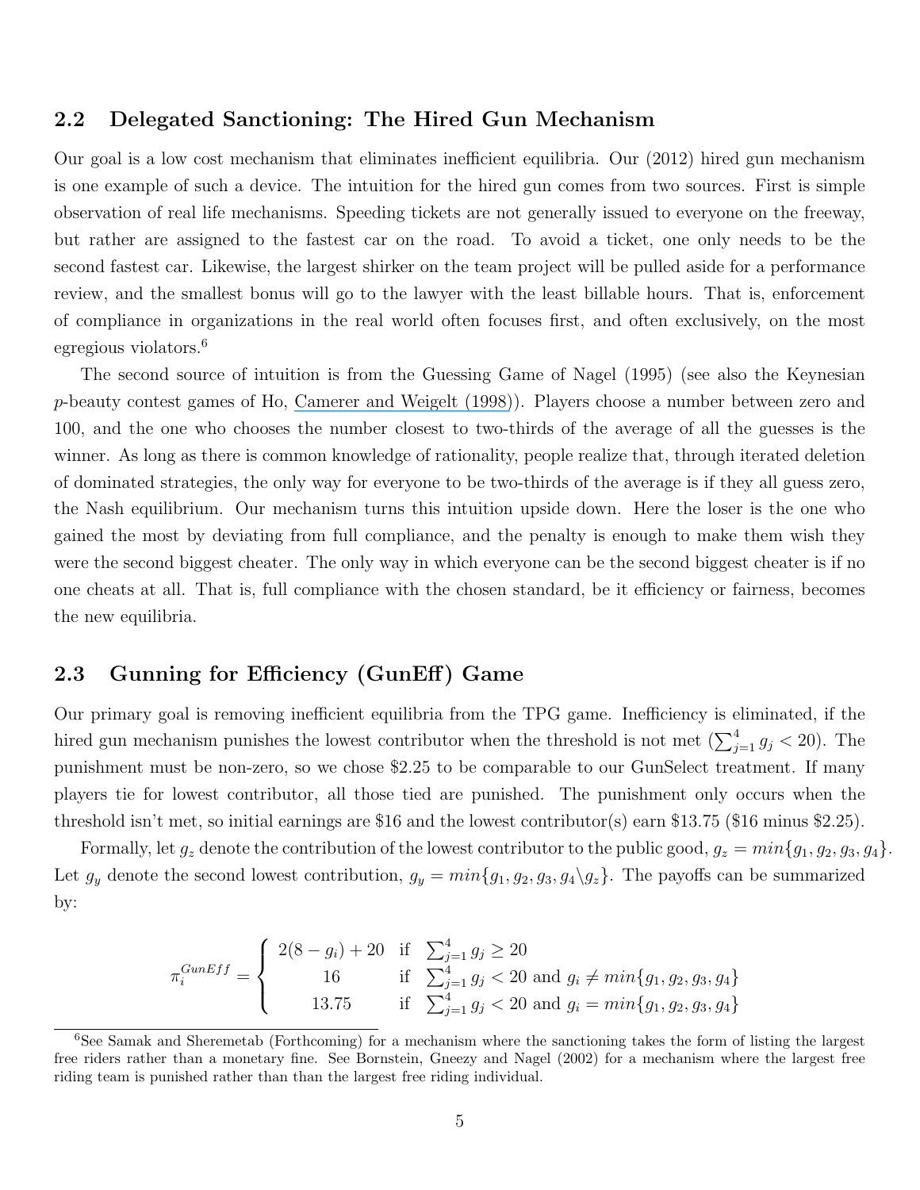## 2.2 Delegated Sanctioning: The Hired Gun Mechanism

Our goal is a low cost mechanism that eliminates inefficient equilibria. Our (2012) hired gun mechanism is one example of such a device. The intuition for the hired gun comes from two sources. First is simple observation of real life mechanisms. Speeding tickets are not generally issued to everyone on the freeway, but rather are assigned to the fastest car on the road. To avoid a ticket, one only needs to be the second fastest car. Likewise, the largest shirker on the team project will be pulled aside for a performance review, and the smallest bonus will go to the lawyer with the least billable hours. That is, enforcement of compliance in organizations in the real world often focuses first, and often exclusively, on the most egregious violators.[6]

The second source of intuition is from the Guessing Game of Nagel (1995) (see also the Keynesian $p$-beauty contest games of Ho, Camerer and Weigelt (1998)). Players choose a number between zero and 100, and the one who chooses the number closest to two-thirds of the average of all the guesses is the winner. As long as there is common knowledge of rationality, people realize that, through iterated deletion of dominated strategies, the only way for everyone to be two-thirds of the average is if they all guess zero, the Nash equilibrium. Our mechanism turns this intuition upside down. Here the loser is the one who gained the most by deviating from full compliance, and the penalty is enough to make them wish they were the second biggest cheater. The only way in which everyone can be the second biggest cheater is if no one cheats at all. That is, full compliance with the chosen standard, be it efficiency or fairness, becomes the new equilibria.

## 2.3 Gunning for Efficiency (GunEff) Game

Our primary goal is removing inefficient equilibria from the TPG game. Inefficiency is eliminated, if the hired gun mechanism punishes the lowest contributor when the threshold is not met ($\sum_{j=1}^{4} g_j < 20$). The punishment must be non-zero, so we chose $2.25 to be comparable to our GunSelect treatment. If many players tie for lowest contributor, all those tied are punished. The punishment only occurs when the threshold isn't met, so initial earnings are $16 and the lowest contributor(s) earn $13.75 ($16 minus $2.25).

Formally, let $g_z$ denote the contribution of the lowest contributor to the public good, $g_z = min\{g_1, g_2, g_3, g_4\}$. Let $g_y$ denote the second lowest contribution, $g_y = min\{g_1, g_2, g_3, g_4 \backslash g_z\}$. The payoffs can be summarized by:

$$\pi_i^{GunEff} = \begin{cases} 2(8 - g_i) + 20 & \text{if } \sum_{j=1}^{4} g_j \geq 20 \\ 16 & \text{if } \sum_{j=1}^{4} g_j < 20 \text{ and } g_i \neq min\{g_1, g_2, g_3, g_4\} \\ 13.75 & \text{if } \sum_{j=1}^{4} g_j < 20 \text{ and } g_i = min\{g_1, g_2, g_3, g_4\} \end{cases}$$

---

[6] See Samak and Sheremetab (Forthcoming) for a mechanism where the sanctioning takes the form of listing the largest free riders rather than a monetary fine. See Bornstein, Gneezy and Nagel (2002) for a mechanism where the largest free riding team is punished rather than than the largest free riding individual.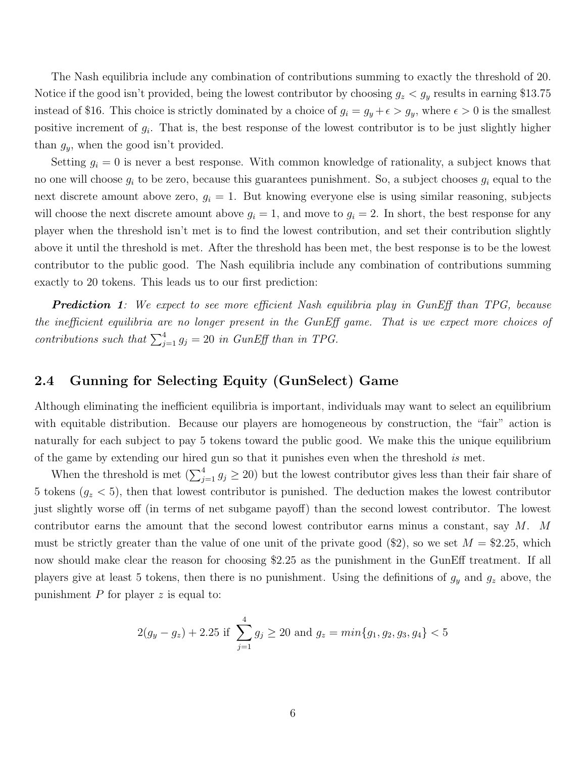The Nash equilibria include any combination of contributions summing to exactly the threshold of 20. Notice if the good isn't provided, being the lowest contributor by choosing $g_z < g_y$ results in earning \$13.75 instead of \$16. This choice is strictly dominated by a choice of $g_i = g_y + \epsilon > g_y$, where $\epsilon > 0$ is the smallest positive increment of $g_i$. That is, the best response of the lowest contributor is to be just slightly higher than $g_y$, when the good isn't provided.

Setting $g_i = 0$ is never a best response. With common knowledge of rationality, a subject knows that no one will choose $g_i$ to be zero, because this guarantees punishment. So, a subject chooses $g_i$ equal to the next discrete amount above zero, $g_i = 1$. But knowing everyone else is using similar reasoning, subjects will choose the next discrete amount above $g_i = 1$, and move to $g_i = 2$. In short, the best response for any player when the threshold isn't met is to find the lowest contribution, and set their contribution slightly above it until the threshold is met. After the threshold has been met, the best response is to be the lowest contributor to the public good. The Nash equilibria include any combination of contributions summing exactly to 20 tokens. This leads us to our first prediction:

***Prediction 1**: We expect to see more efficient Nash equilibria play in GunEff than TPG, because the inefficient equilibria are no longer present in the GunEff game. That is we expect more choices of contributions such that $\sum_{j=1}^{4} g_j = 20$ in GunEff than in TPG.*

## 2.4 Gunning for Selecting Equity (GunSelect) Game

Although eliminating the inefficient equilibria is important, individuals may want to select an equilibrium with equitable distribution. Because our players are homogeneous by construction, the "fair" action is naturally for each subject to pay 5 tokens toward the public good. We make this the unique equilibrium of the game by extending our hired gun so that it punishes even when the threshold *is* met.

When the threshold is met ($\sum_{j=1}^{4} g_j \geq 20$) but the lowest contributor gives less than their fair share of 5 tokens ($g_z < 5$), then that lowest contributor is punished. The deduction makes the lowest contributor just slightly worse off (in terms of net subgame payoff) than the second lowest contributor. The lowest contributor earns the amount that the second lowest contributor earns minus a constant, say $M$. $M$ must be strictly greater than the value of one unit of the private good (\$2), so we set $M = \$2.25$, which now should make clear the reason for choosing \$2.25 as the punishment in the GunEff treatment. If all players give at least 5 tokens, then there is no punishment. Using the definitions of $g_y$ and $g_z$ above, the punishment $P$ for player $z$ is equal to:

$$2(g_y - g_z) + 2.25 \text{ if } \sum_{j=1}^{4} g_j \geq 20 \text{ and } g_z = min\{g_1, g_2, g_3, g_4\} < 5$$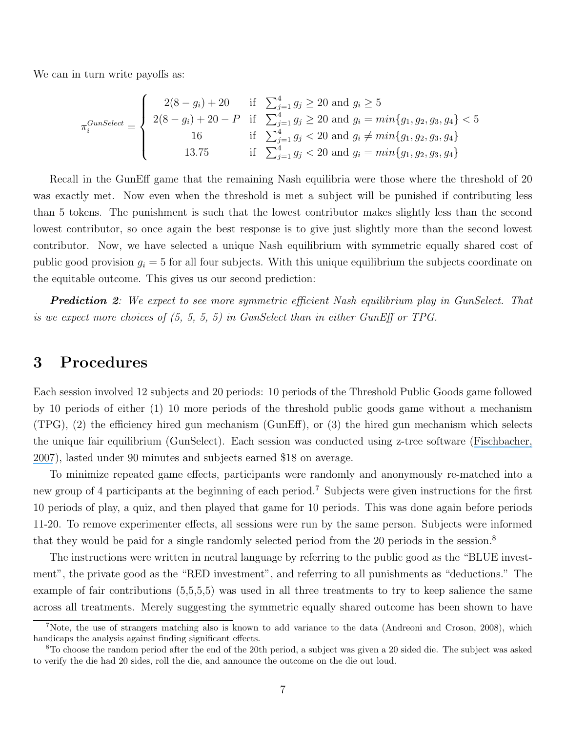We can in turn write payoffs as:

$$\pi_i^{GunSelect} = \begin{cases} 2(8-g_i)+20 & \text{if } \sum_{j=1}^{4} g_j \geq 20 \text{ and } g_i \geq 5 \\ 2(8-g_i)+20-P & \text{if } \sum_{j=1}^{4} g_j \geq 20 \text{ and } g_i = min\{g_1,g_2,g_3,g_4\} < 5 \\ 16 & \text{if } \sum_{j=1}^{4} g_j < 20 \text{ and } g_i \neq min\{g_1,g_2,g_3,g_4\} \\ 13.75 & \text{if } \sum_{j=1}^{4} g_j < 20 \text{ and } g_i = min\{g_1,g_2,g_3,g_4\} \end{cases}$$

Recall in the GunEff game that the remaining Nash equilibria were those where the threshold of 20 was exactly met. Now even when the threshold is met a subject will be punished if contributing less than 5 tokens. The punishment is such that the lowest contributor makes slightly less than the second lowest contributor, so once again the best response is to give just slightly more than the second lowest contributor. Now, we have selected a unique Nash equilibrium with symmetric equally shared cost of public good provision $g_i = 5$ for all four subjects. With this unique equilibrium the subjects coordinate on the equitable outcome. This gives us our second prediction:

***Prediction 2****: We expect to see more symmetric efficient Nash equilibrium play in GunSelect. That is we expect more choices of (5, 5, 5, 5) in GunSelect than in either GunEff or TPG.*

# 3 Procedures

Each session involved 12 subjects and 20 periods: 10 periods of the Threshold Public Goods game followed by 10 periods of either (1) 10 more periods of the threshold public goods game without a mechanism (TPG), (2) the efficiency hired gun mechanism (GunEff), or (3) the hired gun mechanism which selects the unique fair equilibrium (GunSelect). Each session was conducted using z-tree software (Fischbacher, 2007), lasted under 90 minutes and subjects earned \$18 on average.

To minimize repeated game effects, participants were randomly and anonymously re-matched into a new group of 4 participants at the beginning of each period.[7] Subjects were given instructions for the first 10 periods of play, a quiz, and then played that game for 10 periods. This was done again before periods 11-20. To remove experimenter effects, all sessions were run by the same person. Subjects were informed that they would be paid for a single randomly selected period from the 20 periods in the session.[8]

The instructions were written in neutral language by referring to the public good as the "BLUE investment", the private good as the "RED investment", and referring to all punishments as "deductions." The example of fair contributions (5,5,5,5) was used in all three treatments to try to keep salience the same across all treatments. Merely suggesting the symmetric equally shared outcome has been shown to have

[7] Note, the use of strangers matching also is known to add variance to the data (Andreoni and Croson, 2008), which handicaps the analysis against finding significant effects.

[8] To choose the random period after the end of the 20th period, a subject was given a 20 sided die. The subject was asked to verify the die had 20 sides, roll the die, and announce the outcome on the die out loud.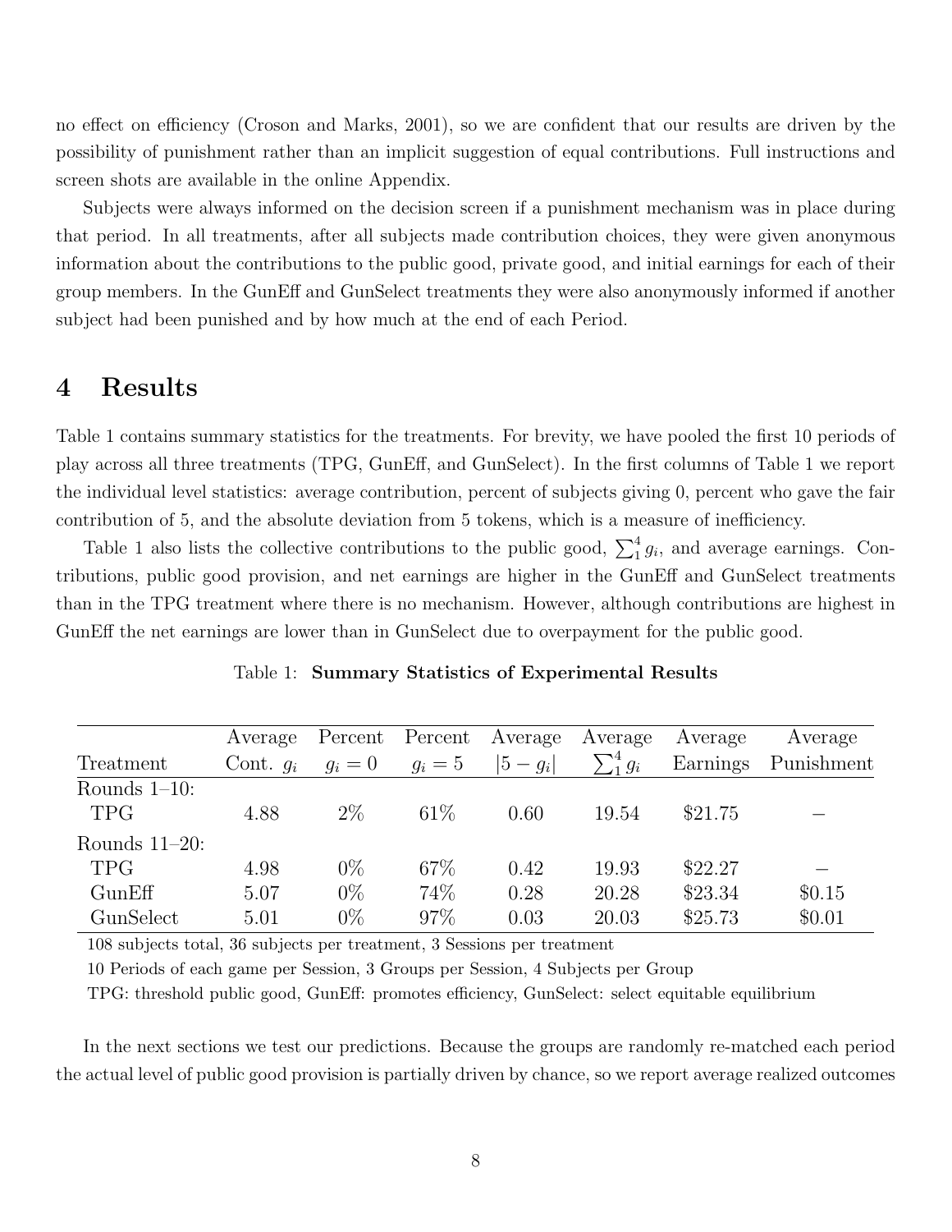no effect on efficiency (Croson and Marks, 2001), so we are confident that our results are driven by the possibility of punishment rather than an implicit suggestion of equal contributions. Full instructions and screen shots are available in the online Appendix.

Subjects were always informed on the decision screen if a punishment mechanism was in place during that period. In all treatments, after all subjects made contribution choices, they were given anonymous information about the contributions to the public good, private good, and initial earnings for each of their group members. In the GunEff and GunSelect treatments they were also anonymously informed if another subject had been punished and by how much at the end of each Period.

# 4 Results

Table 1 contains summary statistics for the treatments. For brevity, we have pooled the first 10 periods of play across all three treatments (TPG, GunEff, and GunSelect). In the first columns of Table 1 we report the individual level statistics: average contribution, percent of subjects giving 0, percent who gave the fair contribution of 5, and the absolute deviation from 5 tokens, which is a measure of inefficiency.

Table 1 also lists the collective contributions to the public good, $\sum_1^4 g_i$, and average earnings. Contributions, public good provision, and net earnings are higher in the GunEff and GunSelect treatments than in the TPG treatment where there is no mechanism. However, although contributions are highest in GunEff the net earnings are lower than in GunSelect due to overpayment for the public good.

Table 1: **Summary Statistics of Experimental Results**

| Treatment | Average Cont. $g_i$ | Percent $g_i = 0$ | Percent $g_i = 5$ | Average $\lvert 5 - g_i \rvert$ | Average $\sum_1^4 g_i$ | Average Earnings | Average Punishment |
|---|---|---|---|---|---|---|---|
| Rounds 1–10: | | | | | | | |
| TPG | 4.88 | 2% | 61% | 0.60 | 19.54 | \$21.75 | – |
| Rounds 11–20: | | | | | | | |
| TPG | 4.98 | 0% | 67% | 0.42 | 19.93 | \$22.27 | – |
| GunEff | 5.07 | 0% | 74% | 0.28 | 20.28 | \$23.34 | \$0.15 |
| GunSelect | 5.01 | 0% | 97% | 0.03 | 20.03 | \$25.73 | \$0.01 |

108 subjects total, 36 subjects per treatment, 3 Sessions per treatment

10 Periods of each game per Session, 3 Groups per Session, 4 Subjects per Group

TPG: threshold public good, GunEff: promotes efficiency, GunSelect: select equitable equilibrium

In the next sections we test our predictions. Because the groups are randomly re-matched each period the actual level of public good provision is partially driven by chance, so we report average realized outcomes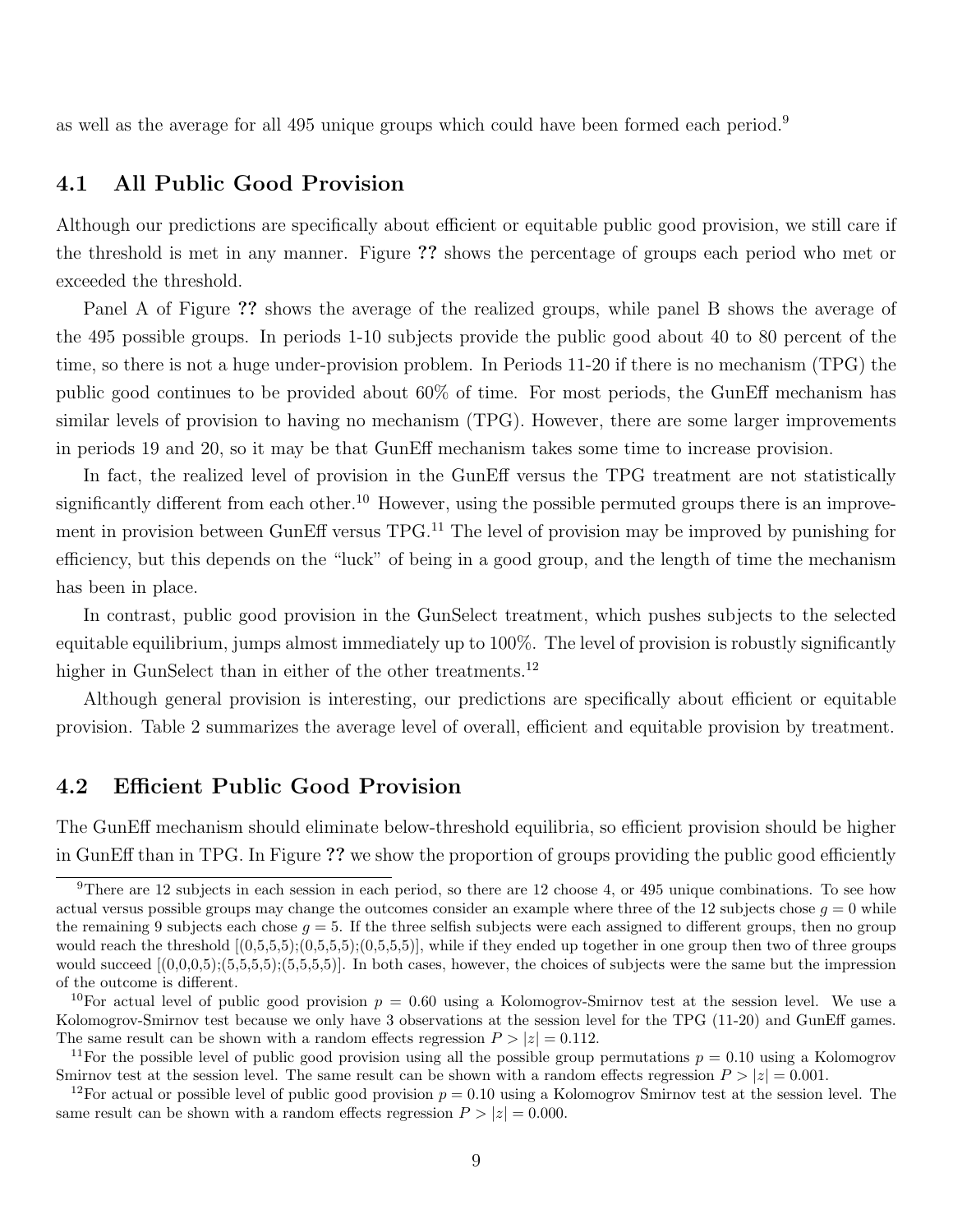as well as the average for all 495 unique groups which could have been formed each period.[9]

## 4.1 All Public Good Provision

Although our predictions are specifically about efficient or equitable public good provision, we still care if the threshold is met in any manner. Figure ?? shows the percentage of groups each period who met or exceeded the threshold.

Panel A of Figure ?? shows the average of the realized groups, while panel B shows the average of the 495 possible groups. In periods 1-10 subjects provide the public good about 40 to 80 percent of the time, so there is not a huge under-provision problem. In Periods 11-20 if there is no mechanism (TPG) the public good continues to be provided about 60% of time. For most periods, the GunEff mechanism has similar levels of provision to having no mechanism (TPG). However, there are some larger improvements in periods 19 and 20, so it may be that GunEff mechanism takes some time to increase provision.

In fact, the realized level of provision in the GunEff versus the TPG treatment are not statistically significantly different from each other.[10] However, using the possible permuted groups there is an improvement in provision between GunEff versus TPG.[11] The level of provision may be improved by punishing for efficiency, but this depends on the "luck" of being in a good group, and the length of time the mechanism has been in place.

In contrast, public good provision in the GunSelect treatment, which pushes subjects to the selected equitable equilibrium, jumps almost immediately up to 100%. The level of provision is robustly significantly higher in GunSelect than in either of the other treatments.[12]

Although general provision is interesting, our predictions are specifically about efficient or equitable provision. Table 2 summarizes the average level of overall, efficient and equitable provision by treatment.

## 4.2 Efficient Public Good Provision

The GunEff mechanism should eliminate below-threshold equilibria, so efficient provision should be higher in GunEff than in TPG. In Figure ?? we show the proportion of groups providing the public good efficiently

---

[9] There are 12 subjects in each session in each period, so there are 12 choose 4, or 495 unique combinations. To see how actual versus possible groups may change the outcomes consider an example where three of the 12 subjects chose $g = 0$ while the remaining 9 subjects each chose $g = 5$. If the three selfish subjects were each assigned to different groups, then no group would reach the threshold [(0,5,5,5);(0,5,5,5);(0,5,5,5)], while if they ended up together in one group then two of three groups would succeed [(0,0,0,5);(5,5,5,5);(5,5,5,5)]. In both cases, however, the choices of subjects were the same but the impression of the outcome is different.

[10] For actual level of public good provision $p = 0.60$ using a Kolomogrov-Smirnov test at the session level. We use a Kolomogrov-Smirnov test because we only have 3 observations at the session level for the TPG (11-20) and GunEff games. The same result can be shown with a random effects regression $P > |z| = 0.112$.

[11] For the possible level of public good provision using all the possible group permutations $p = 0.10$ using a Kolomogrov Smirnov test at the session level. The same result can be shown with a random effects regression $P > |z| = 0.001$.

[12] For actual or possible level of public good provision $p = 0.10$ using a Kolomogrov Smirnov test at the session level. The same result can be shown with a random effects regression $P > |z| = 0.000$.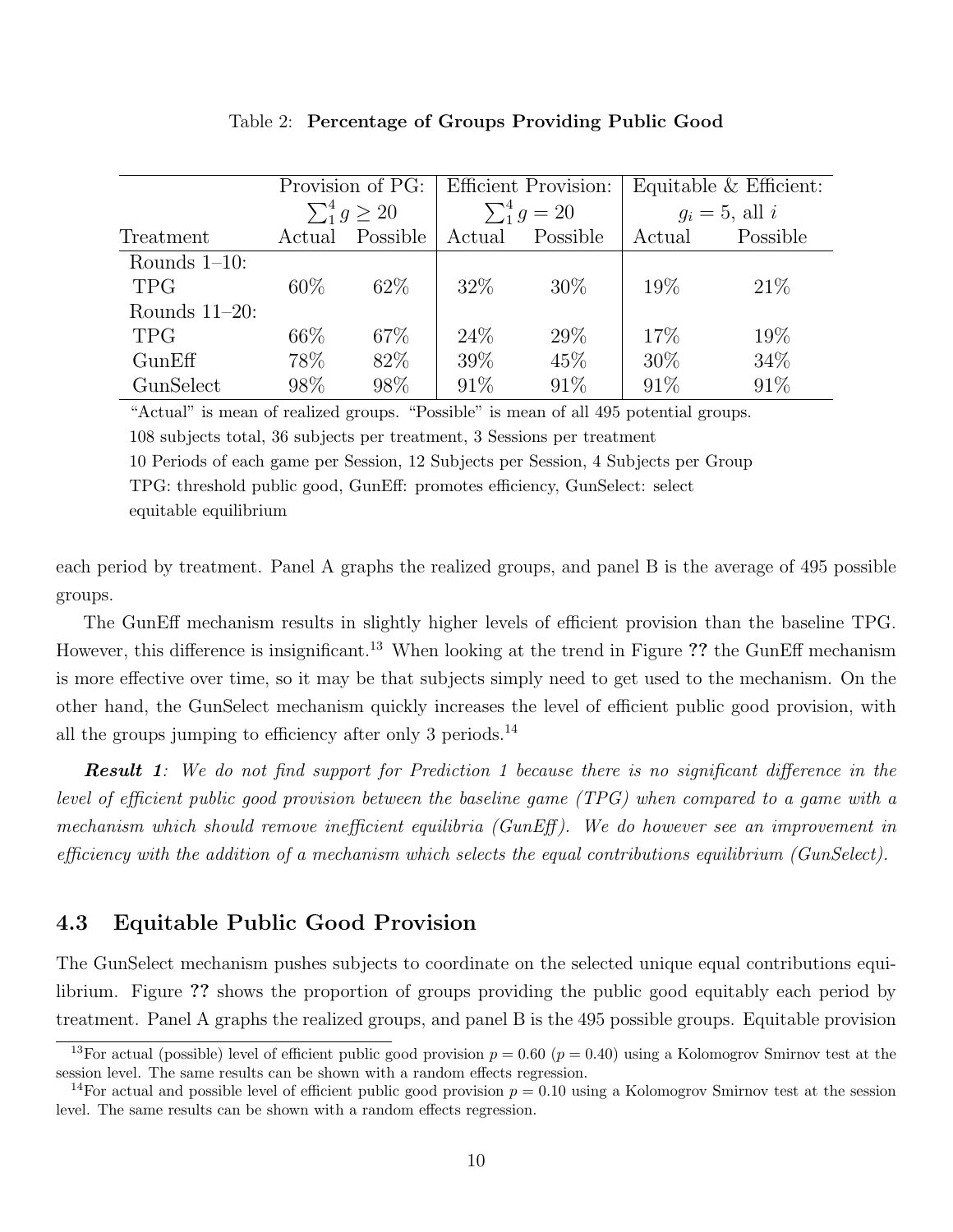Table 2: **Percentage of Groups Providing Public Good**

| | Provision of PG: $\sum_1^4 g \geq 20$ | | Efficient Provision: $\sum_1^4 g = 20$ | | Equitable & Efficient: $g_i = 5$, all $i$ | |
|---|---|---|---|---|---|---|
| Treatment | Actual | Possible | Actual | Possible | Actual | Possible |
| Rounds 1–10: | | | | | | |
| TPG | 60% | 62% | 32% | 30% | 19% | 21% |
| Rounds 11–20: | | | | | | |
| TPG | 66% | 67% | 24% | 29% | 17% | 19% |
| GunEff | 78% | 82% | 39% | 45% | 30% | 34% |
| GunSelect | 98% | 98% | 91% | 91% | 91% | 91% |

"Actual" is mean of realized groups. "Possible" is mean of all 495 potential groups.
108 subjects total, 36 subjects per treatment, 3 Sessions per treatment
10 Periods of each game per Session, 12 Subjects per Session, 4 Subjects per Group
TPG: threshold public good, GunEff: promotes efficiency, GunSelect: select equitable equilibrium

each period by treatment. Panel A graphs the realized groups, and panel B is the average of 495 possible groups.

The GunEff mechanism results in slightly higher levels of efficient provision than the baseline TPG. However, this difference is insignificant.[13] When looking at the trend in Figure **??** the GunEff mechanism is more effective over time, so it may be that subjects simply need to get used to the mechanism. On the other hand, the GunSelect mechanism quickly increases the level of efficient public good provision, with all the groups jumping to efficiency after only 3 periods.[14]

***Result 1****: We do not find support for Prediction 1 because there is no significant difference in the level of efficient public good provision between the baseline game (TPG) when compared to a game with a mechanism which should remove inefficient equilibria (GunEff). We do however see an improvement in efficiency with the addition of a mechanism which selects the equal contributions equilibrium (GunSelect).*

## 4.3 Equitable Public Good Provision

The GunSelect mechanism pushes subjects to coordinate on the selected unique equal contributions equilibrium. Figure **??** shows the proportion of groups providing the public good equitably each period by treatment. Panel A graphs the realized groups, and panel B is the 495 possible groups. Equitable provision

[13]For actual (possible) level of efficient public good provision $p = 0.60$ ($p = 0.40$) using a Kolomogrov Smirnov test at the session level. The same results can be shown with a random effects regression.

[14]For actual and possible level of efficient public good provision $p = 0.10$ using a Kolomogrov Smirnov test at the session level. The same results can be shown with a random effects regression.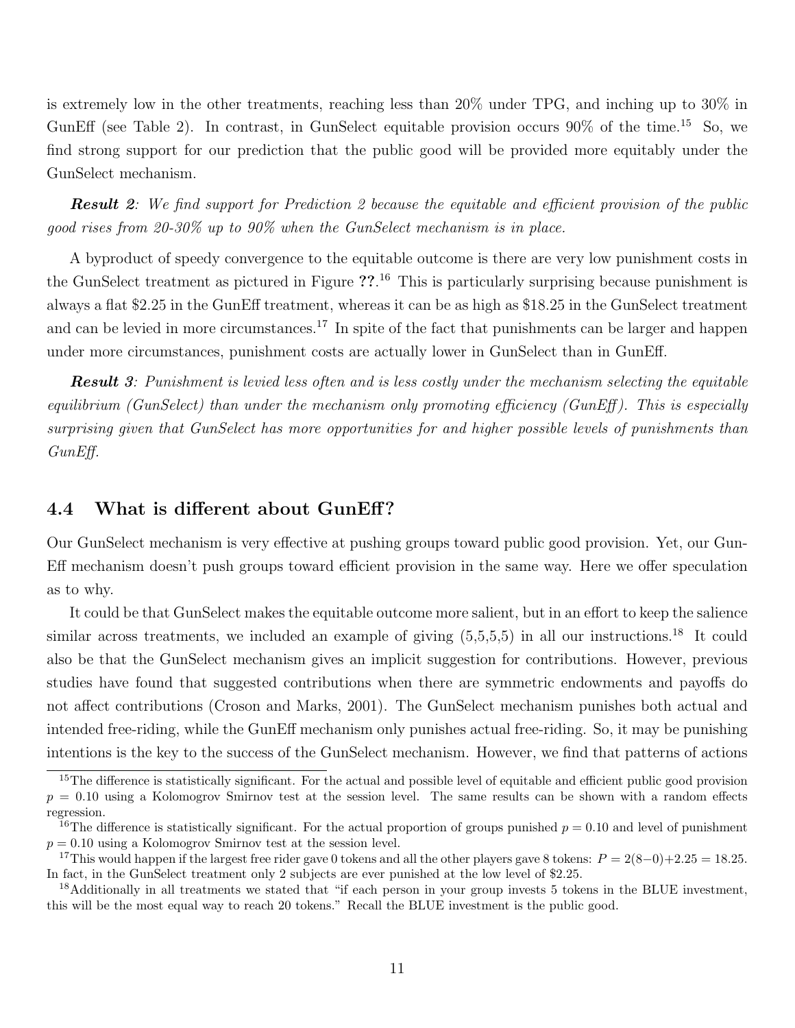is extremely low in the other treatments, reaching less than 20% under TPG, and inching up to 30% in GunEff (see Table 2). In contrast, in GunSelect equitable provision occurs 90% of the time.[15] So, we find strong support for our prediction that the public good will be provided more equitably under the GunSelect mechanism.

***Result 2****: We find support for Prediction 2 because the equitable and efficient provision of the public good rises from 20-30% up to 90% when the GunSelect mechanism is in place.*

A byproduct of speedy convergence to the equitable outcome is there are very low punishment costs in the GunSelect treatment as pictured in Figure **??**.[16] This is particularly surprising because punishment is always a flat $2.25 in the GunEff treatment, whereas it can be as high as $18.25 in the GunSelect treatment and can be levied in more circumstances.[17] In spite of the fact that punishments can be larger and happen under more circumstances, punishment costs are actually lower in GunSelect than in GunEff.

***Result 3****: Punishment is levied less often and is less costly under the mechanism selecting the equitable equilibrium (GunSelect) than under the mechanism only promoting efficiency (GunEff). This is especially surprising given that GunSelect has more opportunities for and higher possible levels of punishments than GunEff.*

## 4.4 What is different about GunEff?

Our GunSelect mechanism is very effective at pushing groups toward public good provision. Yet, our GunEff mechanism doesn't push groups toward efficient provision in the same way. Here we offer speculation as to why.

It could be that GunSelect makes the equitable outcome more salient, but in an effort to keep the salience similar across treatments, we included an example of giving (5,5,5,5) in all our instructions.[18] It could also be that the GunSelect mechanism gives an implicit suggestion for contributions. However, previous studies have found that suggested contributions when there are symmetric endowments and payoffs do not affect contributions (Croson and Marks, 2001). The GunSelect mechanism punishes both actual and intended free-riding, while the GunEff mechanism only punishes actual free-riding. So, it may be punishing intentions is the key to the success of the GunSelect mechanism. However, we find that patterns of actions

---

[15] The difference is statistically significant. For the actual and possible level of equitable and efficient public good provision $p = 0.10$ using a Kolomogrov Smirnov test at the session level. The same results can be shown with a random effects regression.

[16] The difference is statistically significant. For the actual proportion of groups punished $p = 0.10$ and level of punishment $p = 0.10$ using a Kolomogrov Smirnov test at the session level.

[17] This would happen if the largest free rider gave 0 tokens and all the other players gave 8 tokens: $P = 2(8-0)+2.25 = 18.25$. In fact, in the GunSelect treatment only 2 subjects are ever punished at the low level of $2.25.

[18] Additionally in all treatments we stated that "if each person in your group invests 5 tokens in the BLUE investment, this will be the most equal way to reach 20 tokens." Recall the BLUE investment is the public good.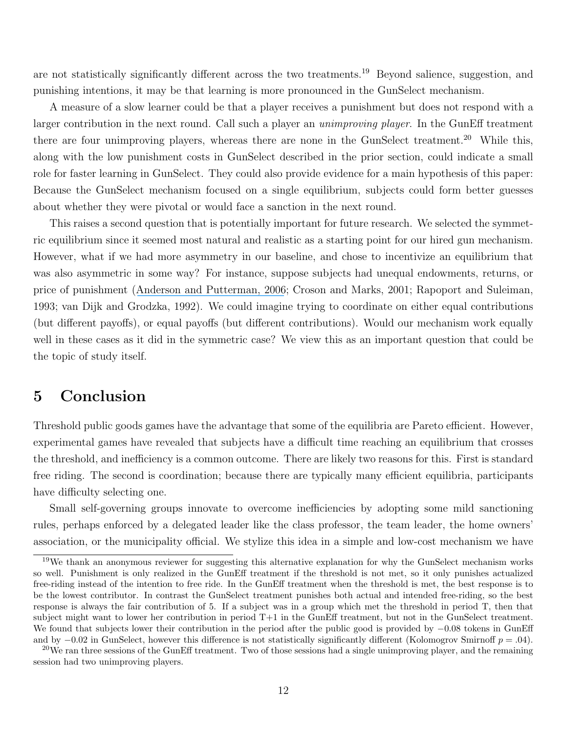are not statistically significantly different across the two treatments.[19] Beyond salience, suggestion, and punishing intentions, it may be that learning is more pronounced in the GunSelect mechanism.

A measure of a slow learner could be that a player receives a punishment but does not respond with a larger contribution in the next round. Call such a player an *unimproving player*. In the GunEff treatment there are four unimproving players, whereas there are none in the GunSelect treatment.[20] While this, along with the low punishment costs in GunSelect described in the prior section, could indicate a small role for faster learning in GunSelect. They could also provide evidence for a main hypothesis of this paper: Because the GunSelect mechanism focused on a single equilibrium, subjects could form better guesses about whether they were pivotal or would face a sanction in the next round.

This raises a second question that is potentially important for future research. We selected the symmetric equilibrium since it seemed most natural and realistic as a starting point for our hired gun mechanism. However, what if we had more asymmetry in our baseline, and chose to incentivize an equilibrium that was also asymmetric in some way? For instance, suppose subjects had unequal endowments, returns, or price of punishment (Anderson and Putterman, 2006; Croson and Marks, 2001; Rapoport and Suleiman, 1993; van Dijk and Grodzka, 1992). We could imagine trying to coordinate on either equal contributions (but different payoffs), or equal payoffs (but different contributions). Would our mechanism work equally well in these cases as it did in the symmetric case? We view this as an important question that could be the topic of study itself.

# 5 Conclusion

Threshold public goods games have the advantage that some of the equilibria are Pareto efficient. However, experimental games have revealed that subjects have a difficult time reaching an equilibrium that crosses the threshold, and inefficiency is a common outcome. There are likely two reasons for this. First is standard free riding. The second is coordination; because there are typically many efficient equilibria, participants have difficulty selecting one.

Small self-governing groups innovate to overcome inefficiencies by adopting some mild sanctioning rules, perhaps enforced by a delegated leader like the class professor, the team leader, the home owners' association, or the municipality official. We stylize this idea in a simple and low-cost mechanism we have

[19] We thank an anonymous reviewer for suggesting this alternative explanation for why the GunSelect mechanism works so well. Punishment is only realized in the GunEff treatment if the threshold is not met, so it only punishes actualized free-riding instead of the intention to free ride. In the GunEff treatment when the threshold is met, the best response is to be the lowest contributor. In contrast the GunSelect treatment punishes both actual and intended free-riding, so the best response is always the fair contribution of 5. If a subject was in a group which met the threshold in period T, then that subject might want to lower her contribution in period T+1 in the GunEff treatment, but not in the GunSelect treatment. We found that subjects lower their contribution in the period after the public good is provided by $-0.08$ tokens in GunEff and by $-0.02$ in GunSelect, however this difference is not statistically significantly different (Kolomogrov Smirnoff $p = .04$).

[20] We ran three sessions of the GunEff treatment. Two of those sessions had a single unimproving player, and the remaining session had two unimproving players.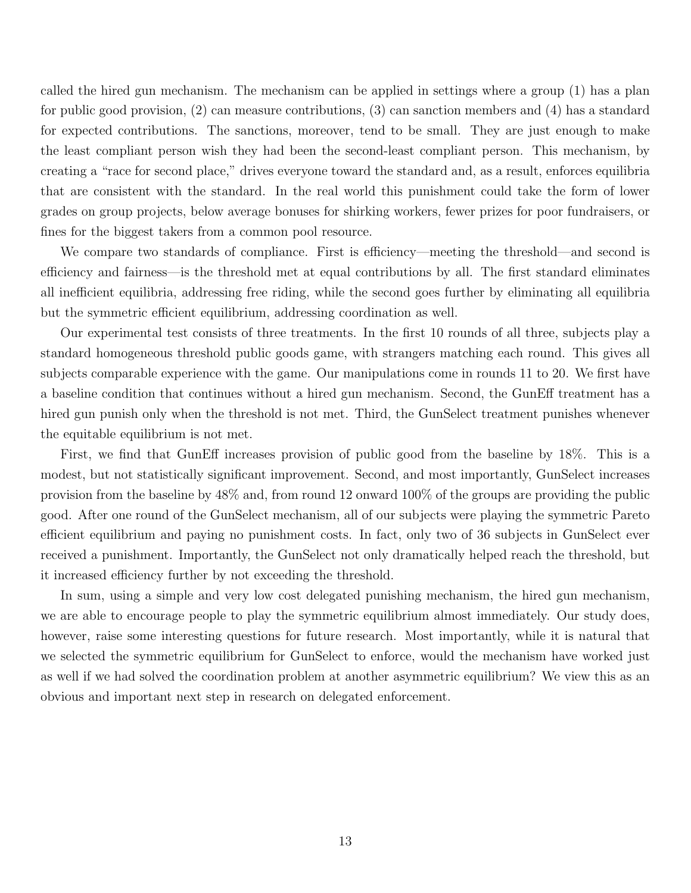called the hired gun mechanism. The mechanism can be applied in settings where a group (1) has a plan for public good provision, (2) can measure contributions, (3) can sanction members and (4) has a standard for expected contributions. The sanctions, moreover, tend to be small. They are just enough to make the least compliant person wish they had been the second-least compliant person. This mechanism, by creating a "race for second place," drives everyone toward the standard and, as a result, enforces equilibria that are consistent with the standard. In the real world this punishment could take the form of lower grades on group projects, below average bonuses for shirking workers, fewer prizes for poor fundraisers, or fines for the biggest takers from a common pool resource.

We compare two standards of compliance. First is efficiency—meeting the threshold—and second is efficiency and fairness—is the threshold met at equal contributions by all. The first standard eliminates all inefficient equilibria, addressing free riding, while the second goes further by eliminating all equilibria but the symmetric efficient equilibrium, addressing coordination as well.

Our experimental test consists of three treatments. In the first 10 rounds of all three, subjects play a standard homogeneous threshold public goods game, with strangers matching each round. This gives all subjects comparable experience with the game. Our manipulations come in rounds 11 to 20. We first have a baseline condition that continues without a hired gun mechanism. Second, the GunEff treatment has a hired gun punish only when the threshold is not met. Third, the GunSelect treatment punishes whenever the equitable equilibrium is not met.

First, we find that GunEff increases provision of public good from the baseline by 18%. This is a modest, but not statistically significant improvement. Second, and most importantly, GunSelect increases provision from the baseline by 48% and, from round 12 onward 100% of the groups are providing the public good. After one round of the GunSelect mechanism, all of our subjects were playing the symmetric Pareto efficient equilibrium and paying no punishment costs. In fact, only two of 36 subjects in GunSelect ever received a punishment. Importantly, the GunSelect not only dramatically helped reach the threshold, but it increased efficiency further by not exceeding the threshold.

In sum, using a simple and very low cost delegated punishing mechanism, the hired gun mechanism, we are able to encourage people to play the symmetric equilibrium almost immediately. Our study does, however, raise some interesting questions for future research. Most importantly, while it is natural that we selected the symmetric equilibrium for GunSelect to enforce, would the mechanism have worked just as well if we had solved the coordination problem at another asymmetric equilibrium? We view this as an obvious and important next step in research on delegated enforcement.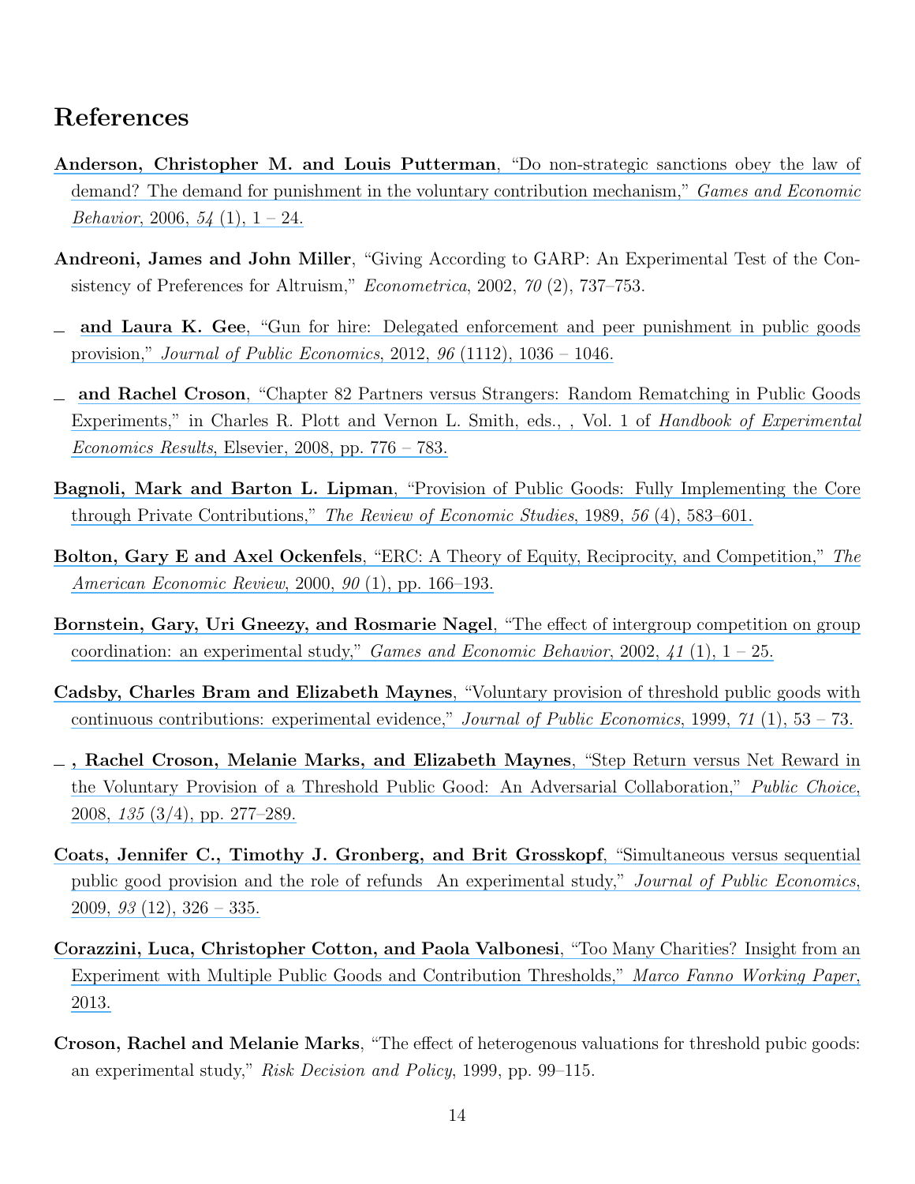# References

**Anderson, Christopher M. and Louis Putterman**, "Do non-strategic sanctions obey the law of demand? The demand for punishment in the voluntary contribution mechanism," *Games and Economic Behavior*, 2006, *54* (1), 1 – 24.

**Andreoni, James and John Miller**, "Giving According to GARP: An Experimental Test of the Consistency of Preferences for Altruism," *Econometrica*, 2002, *70* (2), 737–753.

**_ and Laura K. Gee**, "Gun for hire: Delegated enforcement and peer punishment in public goods provision," *Journal of Public Economics*, 2012, *96* (1112), 1036 – 1046.

**_ and Rachel Croson**, "Chapter 82 Partners versus Strangers: Random Rematching in Public Goods Experiments," in Charles R. Plott and Vernon L. Smith, eds., , Vol. 1 of *Handbook of Experimental Economics Results*, Elsevier, 2008, pp. 776 – 783.

**Bagnoli, Mark and Barton L. Lipman**, "Provision of Public Goods: Fully Implementing the Core through Private Contributions," *The Review of Economic Studies*, 1989, *56* (4), 583–601.

**Bolton, Gary E and Axel Ockenfels**, "ERC: A Theory of Equity, Reciprocity, and Competition," *The American Economic Review*, 2000, *90* (1), pp. 166–193.

**Bornstein, Gary, Uri Gneezy, and Rosmarie Nagel**, "The effect of intergroup competition on group coordination: an experimental study," *Games and Economic Behavior*, 2002, *41* (1), 1 – 25.

**Cadsby, Charles Bram and Elizabeth Maynes**, "Voluntary provision of threshold public goods with continuous contributions: experimental evidence," *Journal of Public Economics*, 1999, *71* (1), 53 – 73.

**_ , Rachel Croson, Melanie Marks, and Elizabeth Maynes**, "Step Return versus Net Reward in the Voluntary Provision of a Threshold Public Good: An Adversarial Collaboration," *Public Choice*, 2008, *135* (3/4), pp. 277–289.

**Coats, Jennifer C., Timothy J. Gronberg, and Brit Grosskopf**, "Simultaneous versus sequential public good provision and the role of refunds An experimental study," *Journal of Public Economics*, 2009, *93* (12), 326 – 335.

**Corazzini, Luca, Christopher Cotton, and Paola Valbonesi**, "Too Many Charities? Insight from an Experiment with Multiple Public Goods and Contribution Thresholds," *Marco Fanno Working Paper*, 2013.

**Croson, Rachel and Melanie Marks**, "The effect of heterogenous valuations for threshold pubic goods: an experimental study," *Risk Decision and Policy*, 1999, pp. 99–115.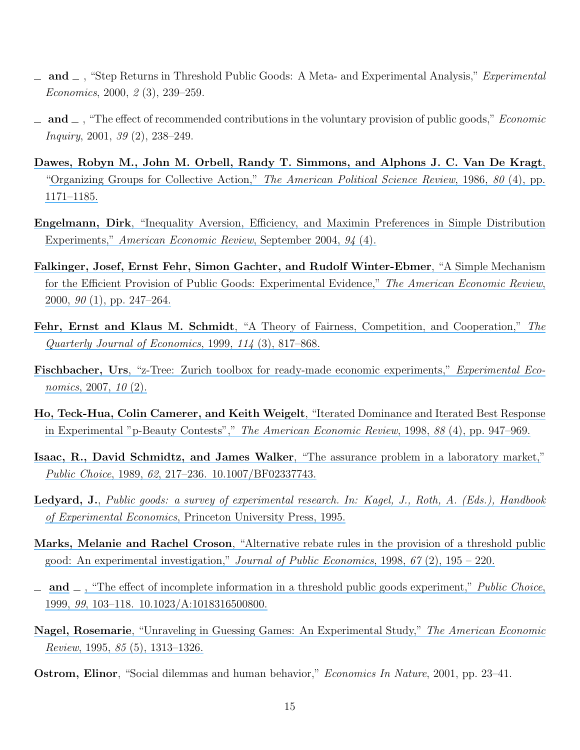_ **and** _ , "Step Returns in Threshold Public Goods: A Meta- and Experimental Analysis," *Experimental Economics*, 2000, *2* (3), 239–259.

_ **and** _ , "The effect of recommended contributions in the voluntary provision of public goods," *Economic Inquiry*, 2001, *39* (2), 238–249.

**Dawes, Robyn M., John M. Orbell, Randy T. Simmons, and Alphons J. C. Van De Kragt**, "Organizing Groups for Collective Action," *The American Political Science Review*, 1986, *80* (4), pp. 1171–1185.

**Engelmann, Dirk**, "Inequality Aversion, Efficiency, and Maximin Preferences in Simple Distribution Experiments," *American Economic Review*, September 2004, *94* (4).

**Falkinger, Josef, Ernst Fehr, Simon Gachter, and Rudolf Winter-Ebmer**, "A Simple Mechanism for the Efficient Provision of Public Goods: Experimental Evidence," *The American Economic Review*, 2000, *90* (1), pp. 247–264.

**Fehr, Ernst and Klaus M. Schmidt**, "A Theory of Fairness, Competition, and Cooperation," *The Quarterly Journal of Economics*, 1999, *114* (3), 817–868.

**Fischbacher, Urs**, "z-Tree: Zurich toolbox for ready-made economic experiments," *Experimental Economics*, 2007, *10* (2).

**Ho, Teck-Hua, Colin Camerer, and Keith Weigelt**, "Iterated Dominance and Iterated Best Response in Experimental "p-Beauty Contests"," *The American Economic Review*, 1998, *88* (4), pp. 947–969.

**Isaac, R., David Schmidtz, and James Walker**, "The assurance problem in a laboratory market," *Public Choice*, 1989, *62*, 217–236. 10.1007/BF02337743.

**Ledyard, J.**, *Public goods: a survey of experimental research. In: Kagel, J., Roth, A. (Eds.), Handbook of Experimental Economics*, Princeton University Press, 1995.

**Marks, Melanie and Rachel Croson**, "Alternative rebate rules in the provision of a threshold public good: An experimental investigation," *Journal of Public Economics*, 1998, *67* (2), 195 – 220.

_ **and** _ , "The effect of incomplete information in a threshold public goods experiment," *Public Choice*, 1999, *99*, 103–118. 10.1023/A:1018316500800.

**Nagel, Rosemarie**, "Unraveling in Guessing Games: An Experimental Study," *The American Economic Review*, 1995, *85* (5), 1313–1326.

**Ostrom, Elinor**, "Social dilemmas and human behavior," *Economics In Nature*, 2001, pp. 23–41.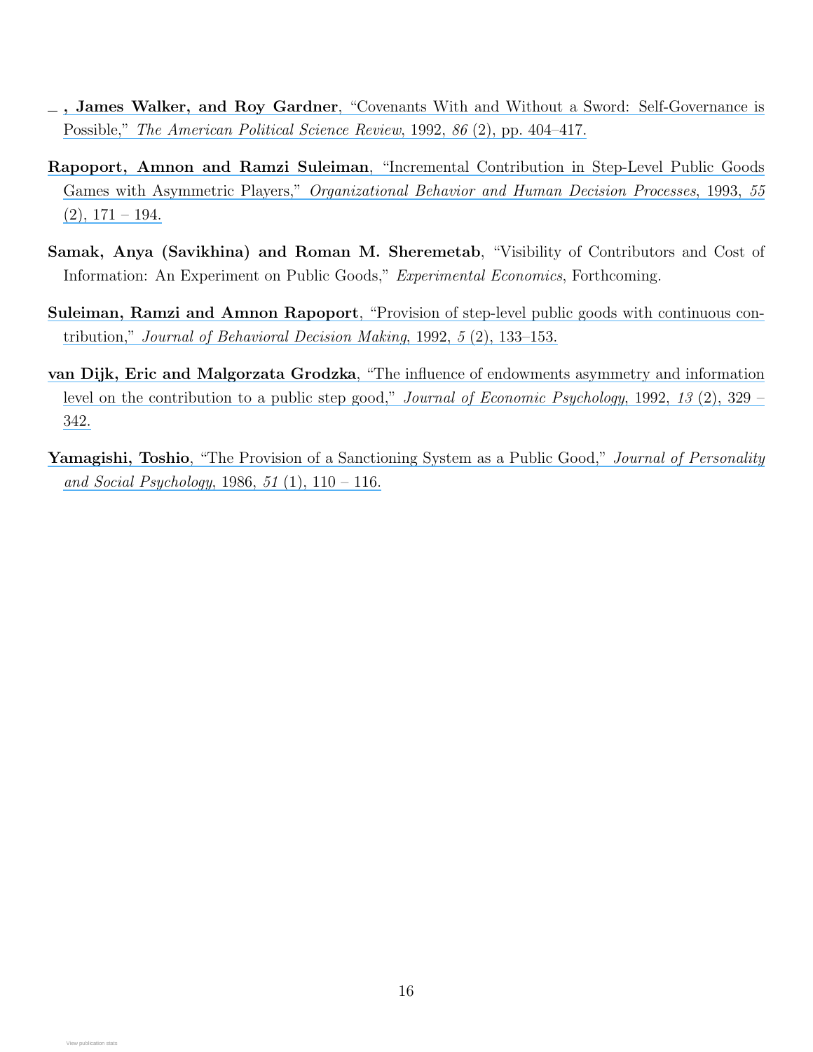— **, James Walker, and Roy Gardner**, "Covenants With and Without a Sword: Self-Governance is Possible," *The American Political Science Review*, 1992, *86* (2), pp. 404–417.

**Rapoport, Amnon and Ramzi Suleiman**, "Incremental Contribution in Step-Level Public Goods Games with Asymmetric Players," *Organizational Behavior and Human Decision Processes*, 1993, *55* (2), 171 – 194.

**Samak, Anya (Savikhina) and Roman M. Sheremetab**, "Visibility of Contributors and Cost of Information: An Experiment on Public Goods," *Experimental Economics*, Forthcoming.

**Suleiman, Ramzi and Amnon Rapoport**, "Provision of step-level public goods with continuous contribution," *Journal of Behavioral Decision Making*, 1992, *5* (2), 133–153.

**van Dijk, Eric and Malgorzata Grodzka**, "The influence of endowments asymmetry and information level on the contribution to a public step good," *Journal of Economic Psychology*, 1992, *13* (2), 329 – 342.

**Yamagishi, Toshio**, "The Provision of a Sanctioning System as a Public Good," *Journal of Personality and Social Psychology*, 1986, *51* (1), 110 – 116.